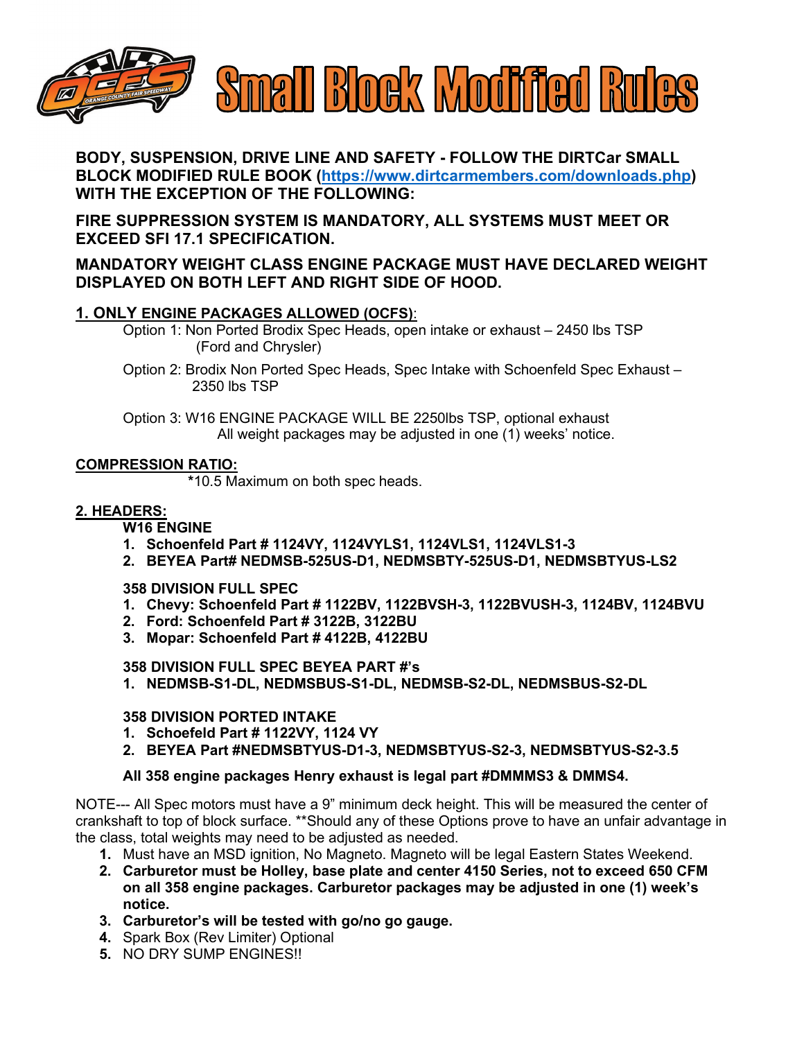# Small Block Modified Rules

**BODY, SUSPENSION, DRIVE LINE AND SAFETY - FOLLOW THE DIRTCar SMALL BLOCK MODIFIED RULE BOOK ([https://www.dirtcarmembers.com/downloads.php](https://www.dirtcarmembers.com/downloads.php)) WITH THE EXCEPTION OF THE FOLLOWING:**

**FIRE SUPPRESSION SYSTEM IS MANDATORY, ALL SYSTEMS MUST MEET OR EXCEED SFI 17.1 SPECIFICATION.**

**MANDATORY WEIGHT CLASS ENGINE PACKAGE MUST HAVE DECLARED WEIGHT DISPLAYED ON BOTH LEFT AND RIGHT SIDE OF HOOD.**

## 1. ONLY ENGINE PACKAGES ALLOWED (OCFS):

Option 1: Non Ported Brodix Spec Heads, open intake or exhaust – 2450 lbs TSP (Ford and Chrysler)

Option 2: Brodix Non Ported Spec Heads, Spec Intake with Schoenfeld Spec Exhaust – 2350 lbs TSP

Option 3: W16 ENGINE PACKAGE WILL BE 2250lbs TSP, optional exhaust
All weight packages may be adjusted in one (1) weeks' notice.

## COMPRESSION RATIO:

**\***10.5 Maximum on both spec heads.

## 2. HEADERS:

**W16 ENGINE**

1. **Schoenfeld Part # 1124VY, 1124VYLS1, 1124VLS1, 1124VLS1-3**
2. **BEYEA Part# NEDMSB-525US-D1, NEDMSBTY-525US-D1, NEDMSBTYUS-LS2**

**358 DIVISION FULL SPEC**

1. **Chevy: Schoenfeld Part # 1122BV, 1122BVSH-3, 1122BVUSH-3, 1124BV, 1124BVU**
2. **Ford: Schoenfeld Part # 3122B, 3122BU**
3. **Mopar: Schoenfeld Part # 4122B, 4122BU**

**358 DIVISION FULL SPEC BEYEA PART #'s**

1. **NEDMSB-S1-DL, NEDMSBUS-S1-DL, NEDMSB-S2-DL, NEDMSBUS-S2-DL**

**358 DIVISION PORTED INTAKE**

1. **Schoefeld Part # 1122VY, 1124 VY**
2. **BEYEA Part #NEDMSBTYUS-D1-3, NEDMSBTYUS-S2-3, NEDMSBTYUS-S2-3.5**

**All 358 engine packages Henry exhaust is legal part #DMMMS3 & DMMS4.**

NOTE--- All Spec motors must have a 9" minimum deck height. This will be measured the center of crankshaft to top of block surface. **Should any of these Options prove to have an unfair advantage in the class, total weights may need to be adjusted as needed.

1. Must have an MSD ignition, No Magneto. Magneto will be legal Eastern States Weekend.
2. **Carburetor must be Holley, base plate and center 4150 Series, not to exceed 650 CFM on all 358 engine packages. Carburetor packages may be adjusted in one (1) week's notice.**
3. **Carburetor's will be tested with go/no go gauge.**
4. Spark Box (Rev Limiter) Optional
5. NO DRY SUMP ENGINES!!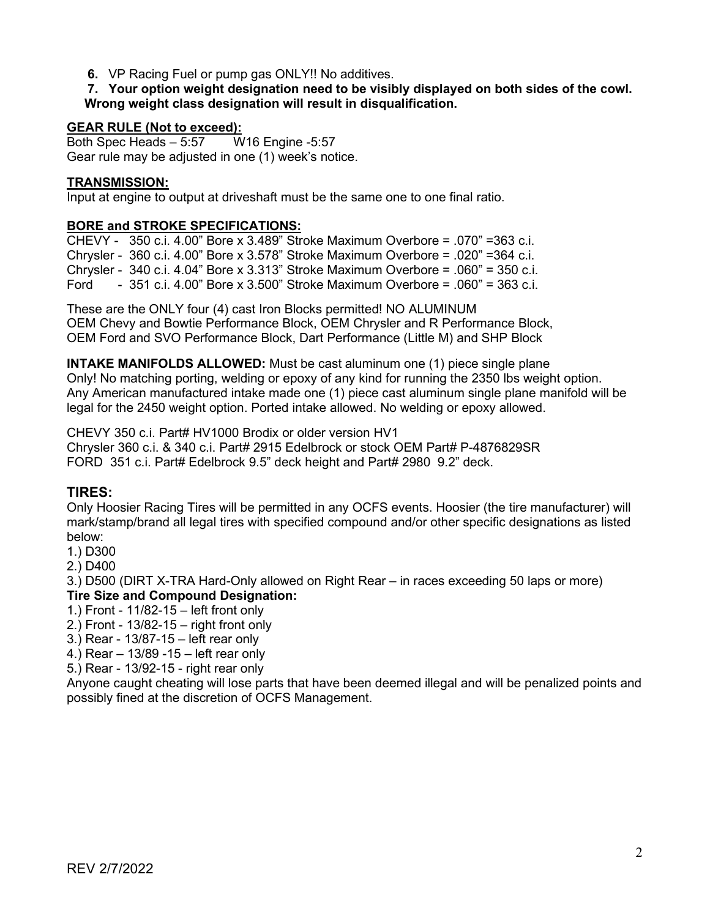6. VP Racing Fuel or pump gas ONLY!! No additives.
7. **Your option weight designation need to be visibly displayed on both sides of the cowl. Wrong weight class designation will result in disqualification.**

**GEAR RULE (Not to exceed):**
Both Spec Heads – 5:57  W16 Engine -5:57
Gear rule may be adjusted in one (1) week's notice.

**TRANSMISSION:**
Input at engine to output at driveshaft must be the same one to one final ratio.

**BORE and STROKE SPECIFICATIONS:**

CHEVY - 350 c.i. 4.00" Bore x 3.489" Stroke Maximum Overbore = .070" =363 c.i.
Chrysler - 360 c.i. 4.00" Bore x 3.578" Stroke Maximum Overbore = .020" =364 c.i.
Chrysler - 340 c.i. 4.04" Bore x 3.313" Stroke Maximum Overbore = .060" = 350 c.i.
Ford - 351 c.i. 4.00" Bore x 3.500" Stroke Maximum Overbore = .060" = 363 c.i.

These are the ONLY four (4) cast Iron Blocks permitted! NO ALUMINUM
OEM Chevy and Bowtie Performance Block, OEM Chrysler and R Performance Block, OEM Ford and SVO Performance Block, Dart Performance (Little M) and SHP Block

**INTAKE MANIFOLDS ALLOWED:** Must be cast aluminum one (1) piece single plane Only! No matching porting, welding or epoxy of any kind for running the 2350 lbs weight option. Any American manufactured intake made one (1) piece cast aluminum single plane manifold will be legal for the 2450 weight option. Ported intake allowed. No welding or epoxy allowed.

CHEVY 350 c.i. Part# HV1000 Brodix or older version HV1
Chrysler 360 c.i. & 340 c.i. Part# 2915 Edelbrock or stock OEM Part# P-4876829SR
FORD 351 c.i. Part# Edelbrock 9.5" deck height and Part# 2980 9.2" deck.

## TIRES:

Only Hoosier Racing Tires will be permitted in any OCFS events. Hoosier (the tire manufacturer) will mark/stamp/brand all legal tires with specified compound and/or other specific designations as listed below:

1.) D300
2.) D400
3.) D500 (DIRT X-TRA Hard-Only allowed on Right Rear – in races exceeding 50 laps or more)

**Tire Size and Compound Designation:**

1.) Front - 11/82-15 – left front only
2.) Front - 13/82-15 – right front only
3.) Rear - 13/87-15 – left rear only
4.) Rear – 13/89 -15 – left rear only
5.) Rear - 13/92-15 - right rear only

Anyone caught cheating will lose parts that have been deemed illegal and will be penalized points and possibly fined at the discretion of OCFS Management.

REV 2/7/2022